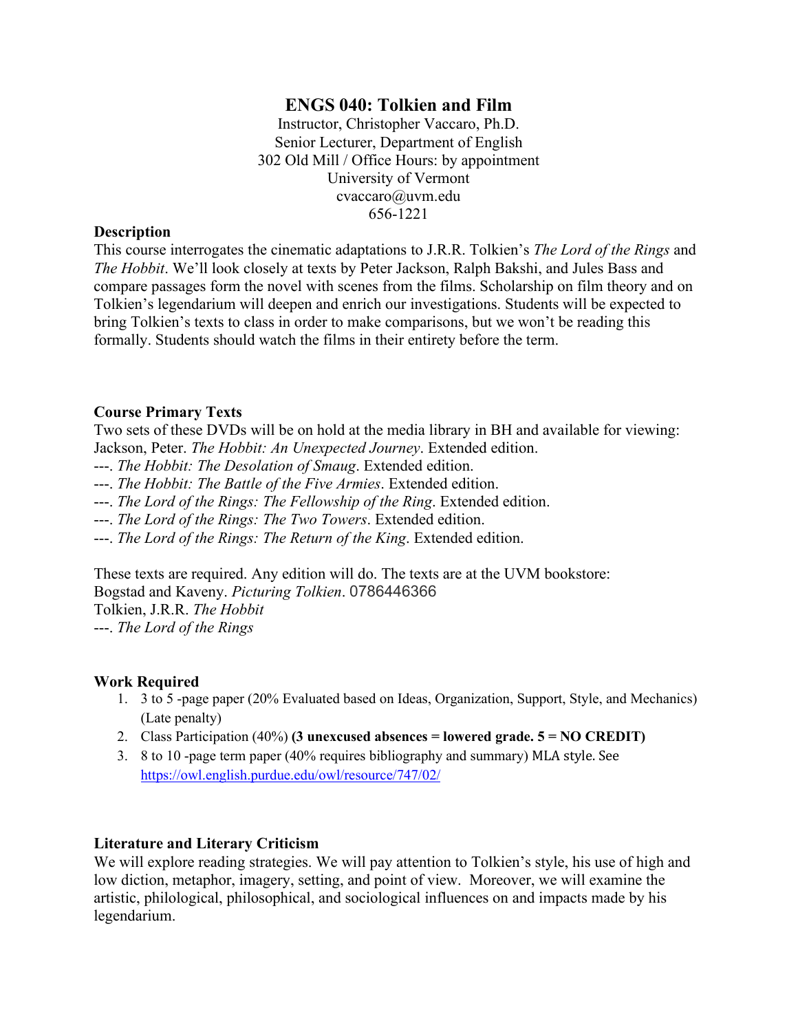# ENGS 040: Tolkien and Film

Instructor, Christopher Vaccaro, Ph.D.
Senior Lecturer, Department of English
302 Old Mill / Office Hours: by appointment
University of Vermont
cvaccaro@uvm.edu
656-1221

## Description

This course interrogates the cinematic adaptations to J.R.R. Tolkien's *The Lord of the Rings* and *The Hobbit*. We'll look closely at texts by Peter Jackson, Ralph Bakshi, and Jules Bass and compare passages form the novel with scenes from the films. Scholarship on film theory and on Tolkien's legendarium will deepen and enrich our investigations. Students will be expected to bring Tolkien's texts to class in order to make comparisons, but we won't be reading this formally. Students should watch the films in their entirety before the term.

## Course Primary Texts

Two sets of these DVDs will be on hold at the media library in BH and available for viewing:
Jackson, Peter. *The Hobbit: An Unexpected Journey*. Extended edition.
---. *The Hobbit: The Desolation of Smaug*. Extended edition.
---. *The Hobbit: The Battle of the Five Armies*. Extended edition.
---. *The Lord of the Rings: The Fellowship of the Ring*. Extended edition.
---. *The Lord of the Rings: The Two Towers*. Extended edition.
---. *The Lord of the Rings: The Return of the King*. Extended edition.

These texts are required. Any edition will do. The texts are at the UVM bookstore:
Bogstad and Kaveny. *Picturing Tolkien*. 0786446366
Tolkien, J.R.R. *The Hobbit*
---. *The Lord of the Rings*

## Work Required

1. 3 to 5 -page paper (20% Evaluated based on Ideas, Organization, Support, Style, and Mechanics) (Late penalty)
2. Class Participation (40%) **(3 unexcused absences = lowered grade. 5 = NO CREDIT)**
3. 8 to 10 -page term paper (40% requires bibliography and summary) MLA style. See https://owl.english.purdue.edu/owl/resource/747/02/

## Literature and Literary Criticism

We will explore reading strategies. We will pay attention to Tolkien's style, his use of high and low diction, metaphor, imagery, setting, and point of view. Moreover, we will examine the artistic, philological, philosophical, and sociological influences on and impacts made by his legendarium.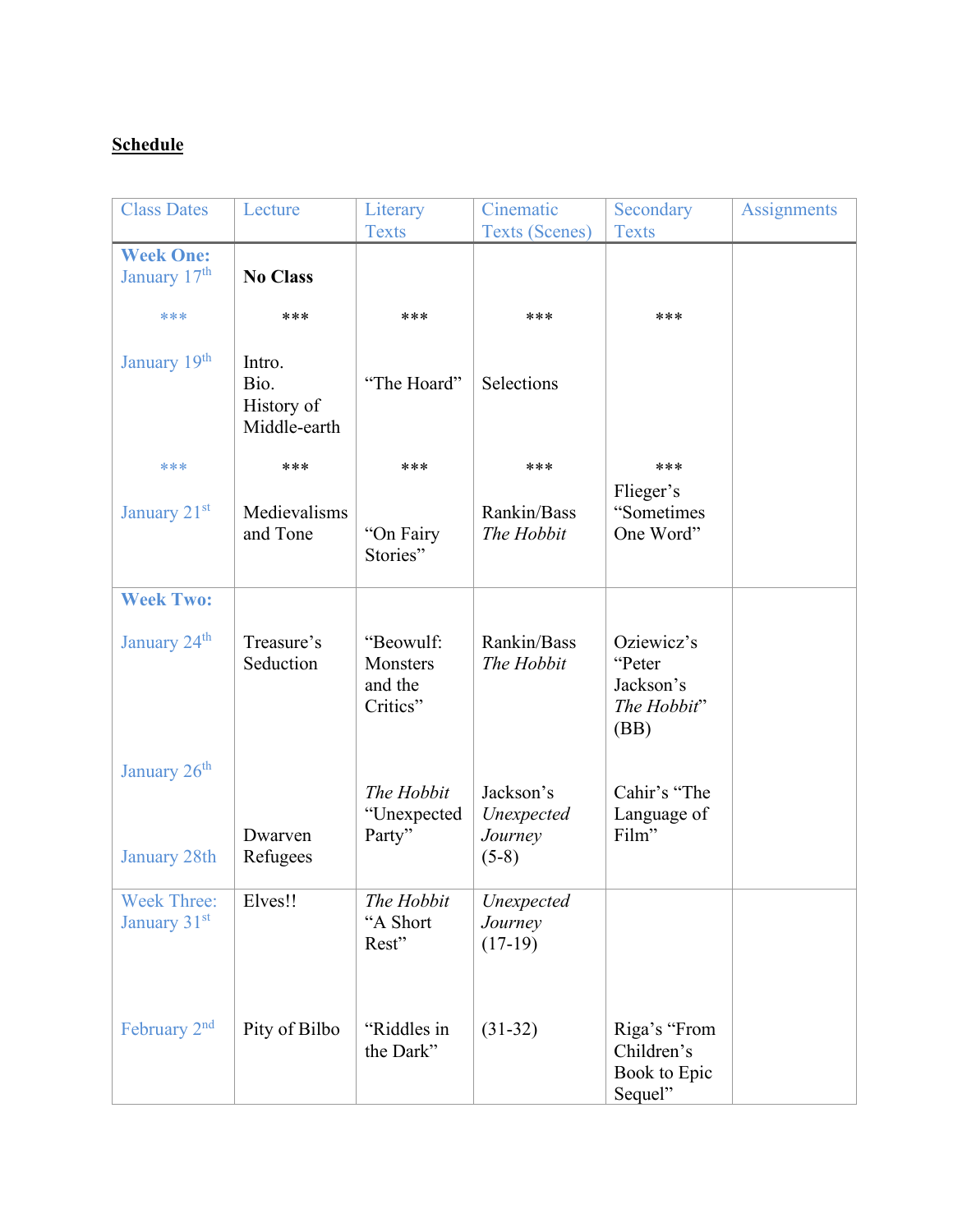## **Schedule**

| Class Dates | Lecture | Literary Texts | Cinematic Texts (Scenes) | Secondary Texts | Assignments |
|---|---|---|---|---|---|
| **Week One:** January 17th | **No Class** | | | | |
| *** | *** | *** | *** | *** | |
| January 19th | Intro. Bio. History of Middle-earth | "The Hoard" | Selections | | |
| *** | *** | *** | *** | *** | |
| January 21st | Medievalisms and Tone | "On Fairy Stories" | Rankin/Bass *The Hobbit* | Flieger's "Sometimes One Word" | |
| **Week Two:** | | | | | |
| January 24th | Treasure's Seduction | "Beowulf: Monsters and the Critics" | Rankin/Bass *The Hobbit* | Oziewicz's "Peter Jackson's *The Hobbit*" (BB) | |
| January 26th | | *The Hobbit* "Unexpected Party" | Jackson's *Unexpected Journey* (5-8) | Cahir's "The Language of Film" | |
| January 28th | Dwarven Refugees | | | | |
| Week Three: January 31st | Elves!! | *The Hobbit* "A Short Rest" | *Unexpected Journey* (17-19) | | |
| February 2nd | Pity of Bilbo | "Riddles in the Dark" | (31-32) | Riga's "From Children's Book to Epic Sequel" | |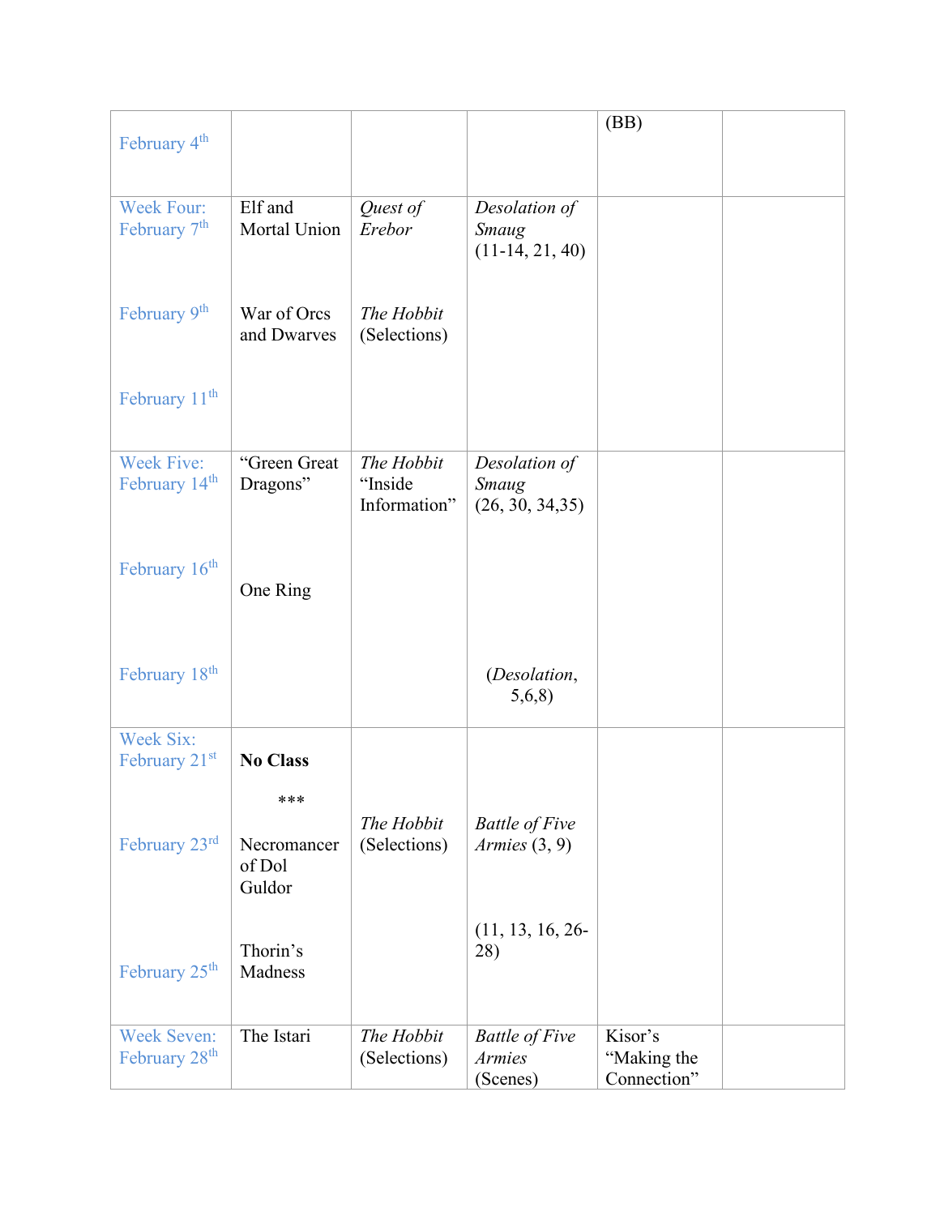| | | | | | |
|---|---|---|---|---|---|
| February 4th | | | | (BB) | |
| Week Four: February 7th<br><br>February 9th<br><br>February 11th | Elf and Mortal Union<br><br>War of Orcs and Dwarves | *Quest of Erebor*<br><br>*The Hobbit* (Selections) | *Desolation of Smaug* (11-14, 21, 40) | | |
| Week Five: February 14th<br><br>February 16th<br><br>February 18th | "Green Great Dragons"<br><br>One Ring | *The Hobbit* "Inside Information" | *Desolation of Smaug* (26, 30, 34,35)<br><br>(*Desolation*, 5,6,8) | | |
| Week Six: February 21st<br><br>February 23rd<br><br>February 25th | **No Class**<br><br>\*\*\*<br><br>Necromancer of Dol Guldor<br><br>Thorin's Madness | *The Hobbit* (Selections) | *Battle of Five Armies* (3, 9)<br><br>(11, 13, 16, 26-28) | | |
| Week Seven: February 28th | The Istari | *The Hobbit* (Selections) | *Battle of Five Armies* (Scenes) | Kisor's "Making the Connection" | |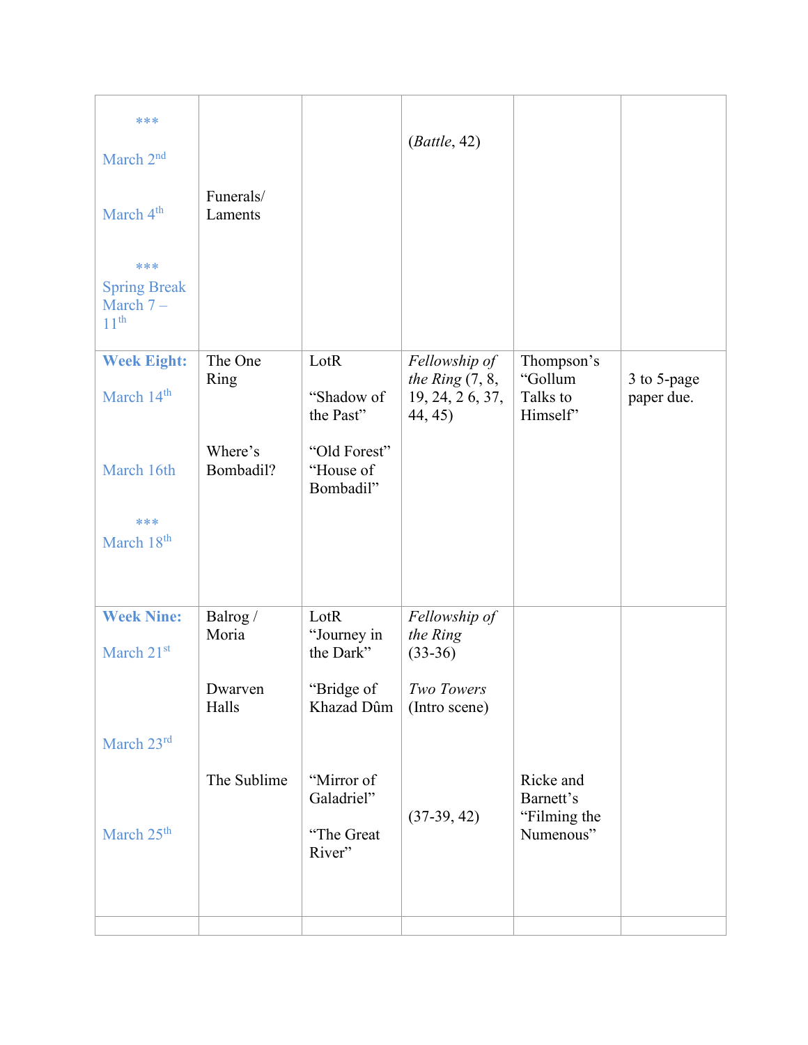| | | | | | |
|---|---|---|---|---|---|
| \*\*\*<br><br>March 2nd<br><br>March 4th<br><br>\*\*\*<br>Spring Break March 7 – 11th | Funerals/ Laments | | (*Battle*, 42) | | |
| **Week Eight:**<br><br>March 14th<br><br>March 16th<br><br>\*\*\*<br>March 18th | The One Ring<br><br>Where's Bombadil? | LotR<br><br>"Shadow of the Past"<br><br>"Old Forest" "House of Bombadil" | *Fellowship of the Ring* (7, 8, 19, 24, 2 6, 37, 44, 45) | Thompson's "Gollum Talks to Himself" | 3 to 5-page paper due. |
| **Week Nine:**<br><br>March 21st<br><br>March 23rd<br><br>March 25th | Balrog / Moria<br><br>Dwarven Halls<br><br>The Sublime | LotR "Journey in the Dark"<br><br>"Bridge of Khazad Dûm<br><br>"Mirror of Galadriel"<br><br>"The Great River" | *Fellowship of the Ring* (33-36)<br><br>*Two Towers* (Intro scene)<br><br>(37-39, 42) | Ricke and Barnett's "Filming the Numenous" | |
| | | | | | |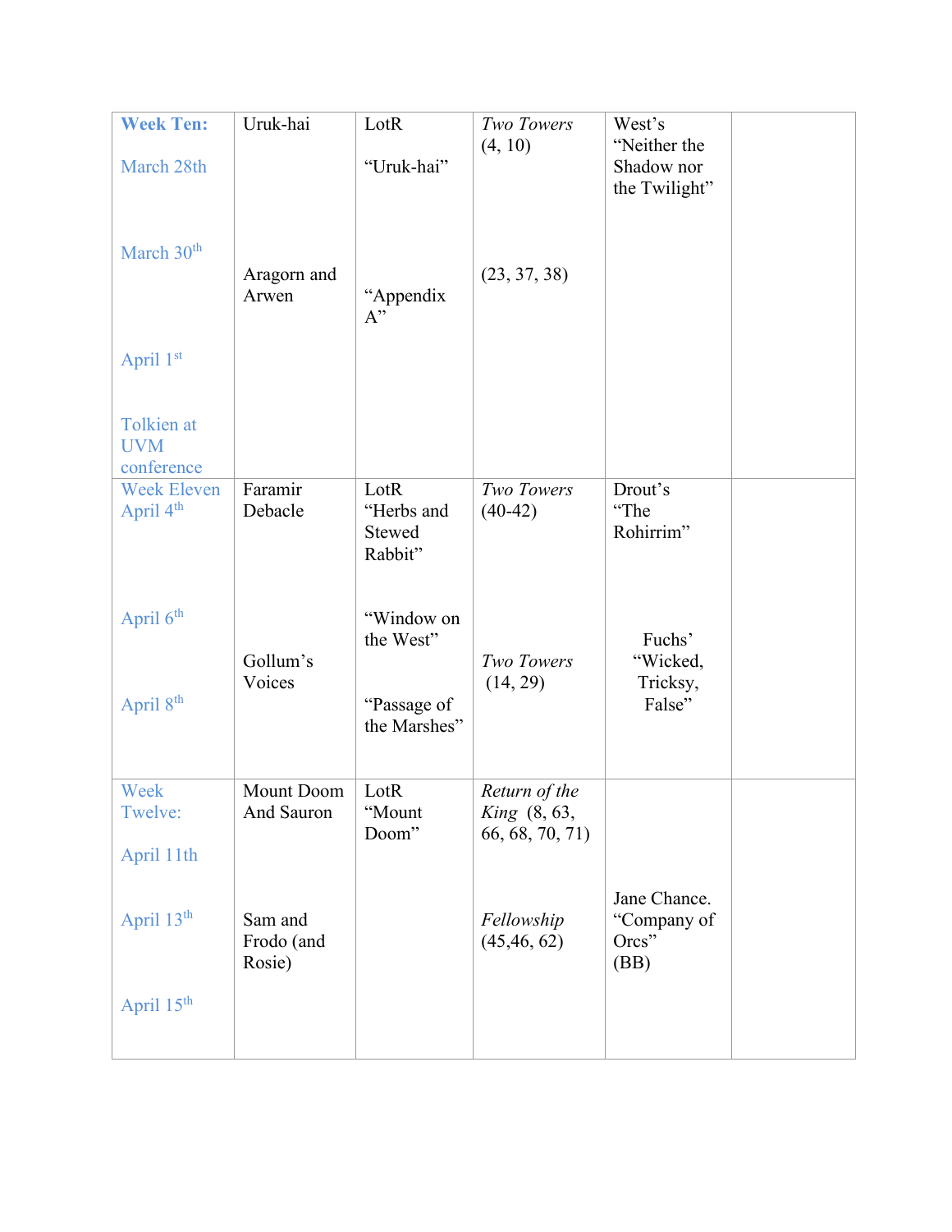| | | | | | |
|---|---|---|---|---|---|
| **Week Ten:** March 28th<br><br>March 30th<br><br>April 1st<br><br>Tolkien at UVM conference | Uruk-hai<br><br>Aragorn and Arwen | LotR "Uruk-hai"<br><br>"Appendix A" | *Two Towers* (4, 10)<br><br>(23, 37, 38) | West's "Neither the Shadow nor the Twilight" | |
| Week Eleven April 4th<br><br>April 6th<br><br>April 8th | Faramir Debacle<br><br>Gollum's Voices | LotR "Herbs and Stewed Rabbit"<br><br>"Window on the West"<br><br>"Passage of the Marshes" | *Two Towers* (40-42)<br><br>*Two Towers* (14, 29) | Drout's "The Rohirrim"<br><br>Fuchs' "Wicked, Tricksy, False" | |
| Week Twelve: April 11th<br><br>April 13th<br><br>April 15th | Mount Doom And Sauron<br><br>Sam and Frodo (and Rosie) | LotR "Mount Doom" | *Return of the King* (8, 63, 66, 68, 70, 71)<br><br>*Fellowship* (45,46, 62) | Jane Chance. "Company of Orcs" (BB) | |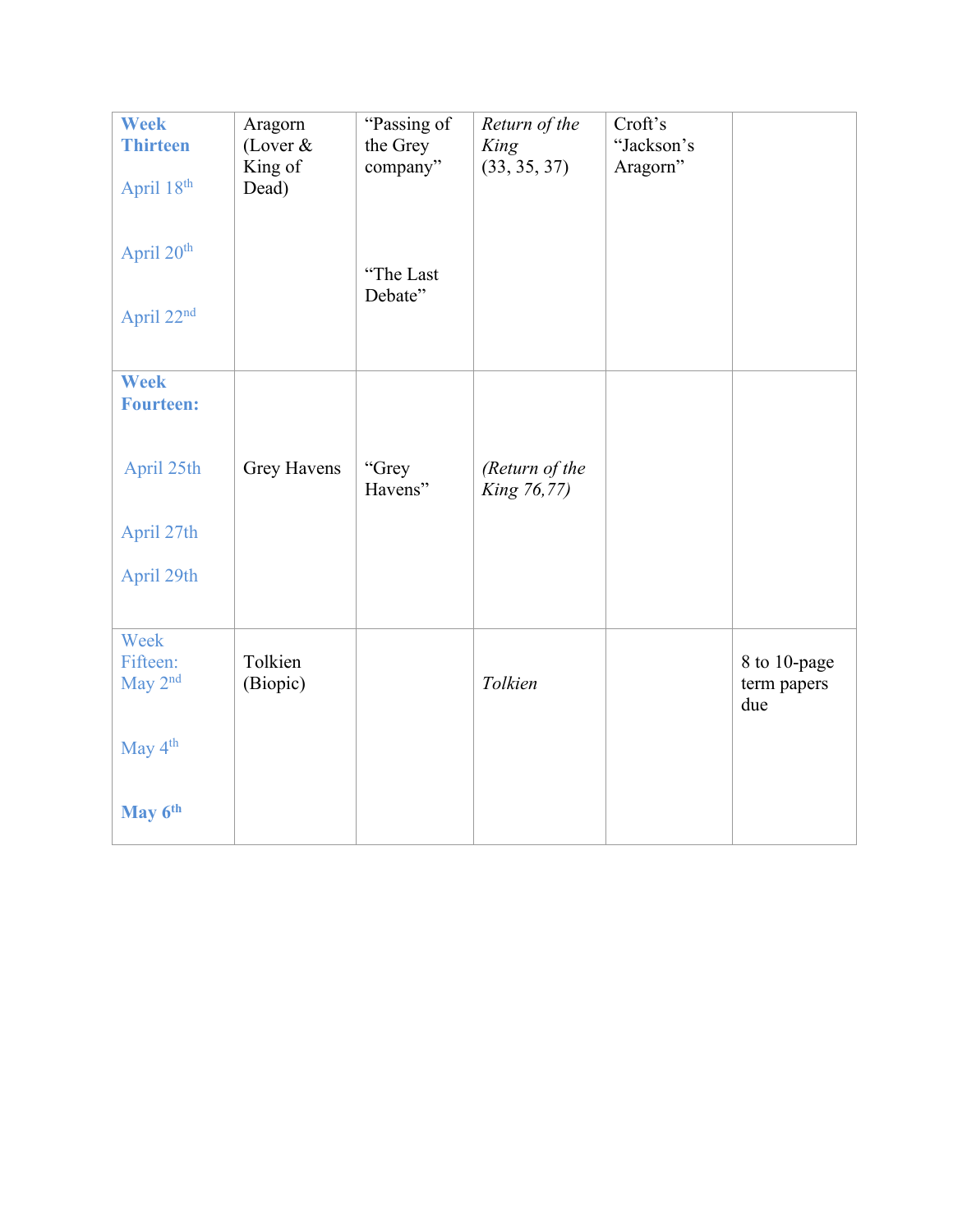| | | | | | |
|---|---|---|---|---|---|
| **Week Thirteen**<br><br>April 18th<br><br>April 20th<br><br>April 22nd | Aragorn (Lover & King of Dead) | "Passing of the Grey company"<br><br>"The Last Debate" | *Return of the King* (33, 35, 37) | Croft's "Jackson's Aragorn" | |
| **Week Fourteen:**<br><br>April 25th<br><br>April 27th<br><br>April 29th | Grey Havens | "Grey Havens" | *(Return of the King 76,77)* | | |
| Week Fifteen:<br>May 2nd<br><br>May 4th<br><br>**May 6th** | Tolkien (Biopic) | | *Tolkien* | | 8 to 10-page term papers due |